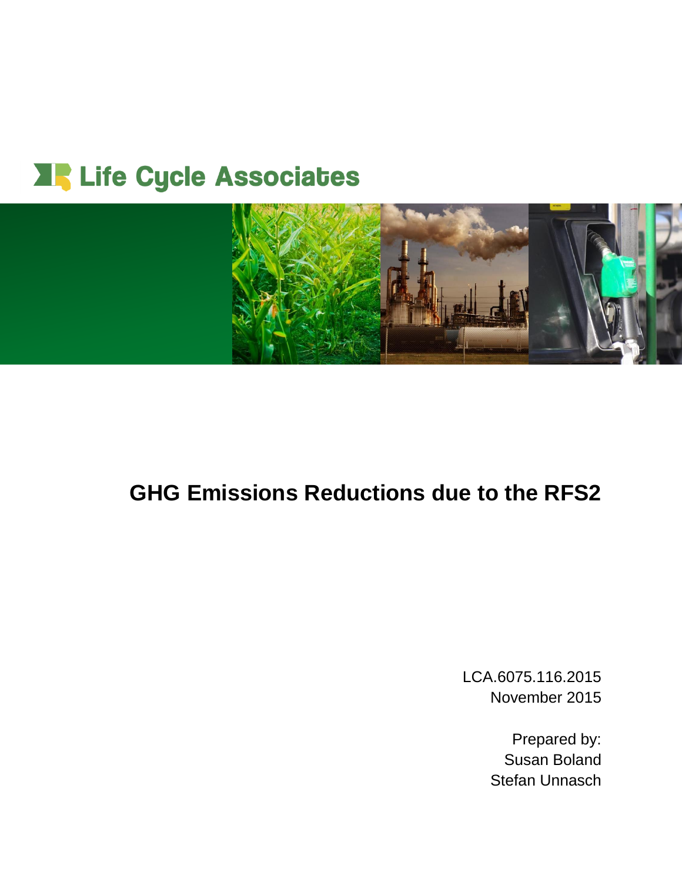Life Cycle Associates

# GHG Emissions Reductions due to the RFS2

LCA.6075.116.2015
November 2015

Prepared by:
Susan Boland
Stefan Unnasch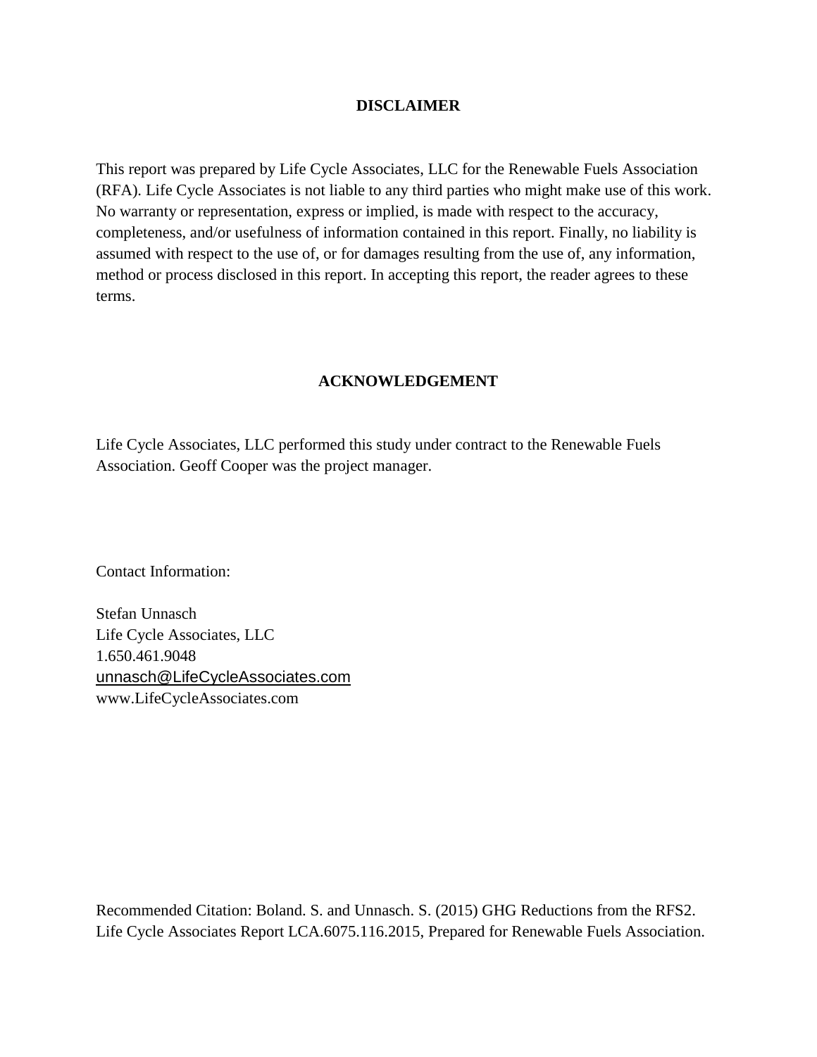## DISCLAIMER

This report was prepared by Life Cycle Associates, LLC for the Renewable Fuels Association (RFA). Life Cycle Associates is not liable to any third parties who might make use of this work. No warranty or representation, express or implied, is made with respect to the accuracy, completeness, and/or usefulness of information contained in this report. Finally, no liability is assumed with respect to the use of, or for damages resulting from the use of, any information, method or process disclosed in this report. In accepting this report, the reader agrees to these terms.

## ACKNOWLEDGEMENT

Life Cycle Associates, LLC performed this study under contract to the Renewable Fuels Association. Geoff Cooper was the project manager.

Contact Information:

Stefan Unnasch
Life Cycle Associates, LLC
1.650.461.9048
unnasch@LifeCycleAssociates.com
www.LifeCycleAssociates.com

Recommended Citation: Boland. S. and Unnasch. S. (2015) GHG Reductions from the RFS2. Life Cycle Associates Report LCA.6075.116.2015, Prepared for Renewable Fuels Association.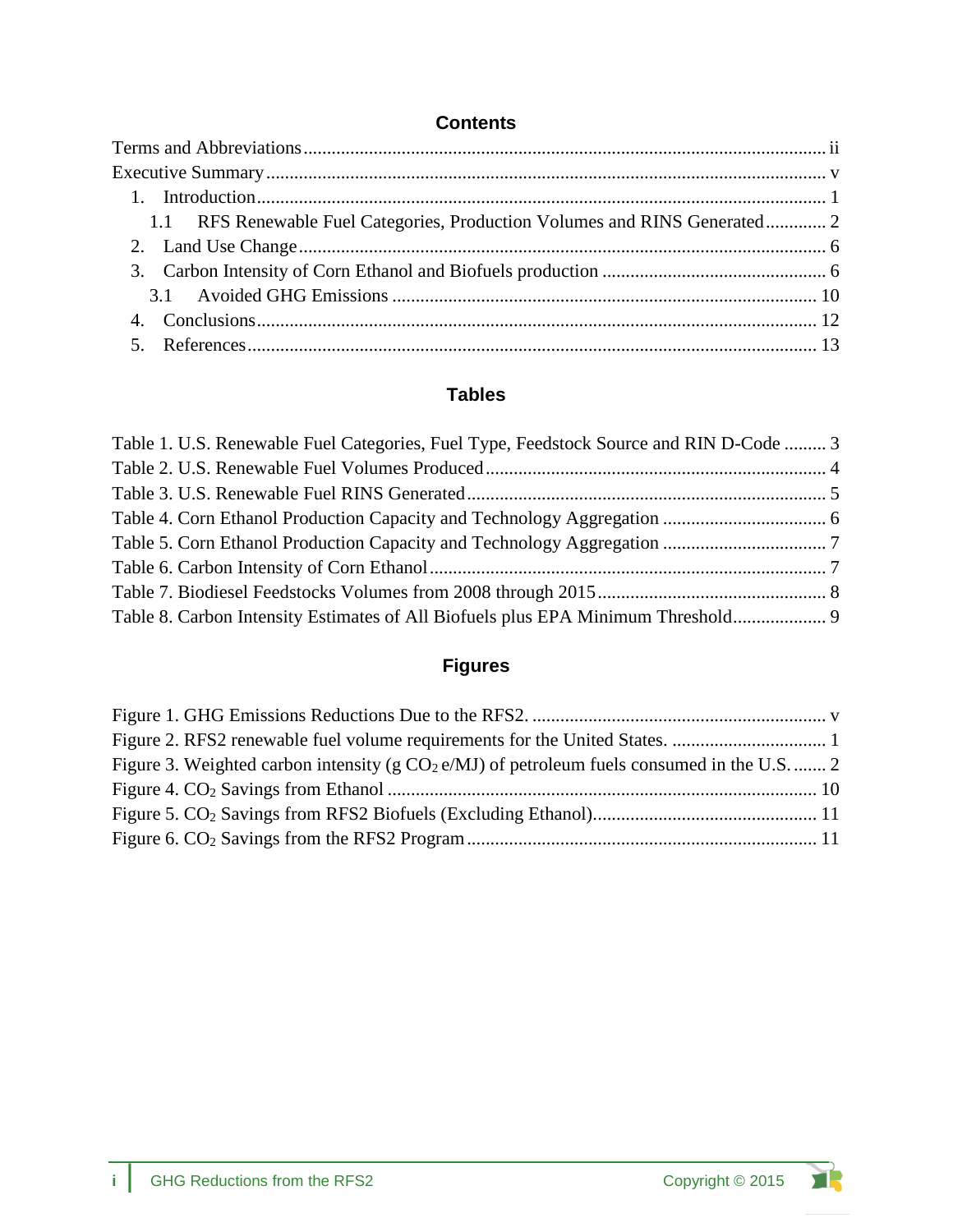## Contents

Terms and Abbreviations ..... ii
Executive Summary ..... v
1. Introduction ..... 1
   1.1 RFS Renewable Fuel Categories, Production Volumes and RINS Generated ..... 2
2. Land Use Change ..... 6
3. Carbon Intensity of Corn Ethanol and Biofuels production ..... 6
   3.1 Avoided GHG Emissions ..... 10
4. Conclusions ..... 12
5. References ..... 13

## Tables

Table 1. U.S. Renewable Fuel Categories, Fuel Type, Feedstock Source and RIN D-Code ..... 3
Table 2. U.S. Renewable Fuel Volumes Produced ..... 4
Table 3. U.S. Renewable Fuel RINS Generated ..... 5
Table 4. Corn Ethanol Production Capacity and Technology Aggregation ..... 6
Table 5. Corn Ethanol Production Capacity and Technology Aggregation ..... 7
Table 6. Carbon Intensity of Corn Ethanol ..... 7
Table 7. Biodiesel Feedstocks Volumes from 2008 through 2015 ..... 8
Table 8. Carbon Intensity Estimates of All Biofuels plus EPA Minimum Threshold ..... 9

## Figures

Figure 1. GHG Emissions Reductions Due to the RFS2. ..... v
Figure 2. RFS2 renewable fuel volume requirements for the United States. ..... 1
Figure 3. Weighted carbon intensity (g $CO_2$ e/MJ) of petroleum fuels consumed in the U.S. ..... 2
Figure 4. $CO_2$ Savings from Ethanol ..... 10
Figure 5. $CO_2$ Savings from RFS2 Biofuels (Excluding Ethanol) ..... 11
Figure 6. $CO_2$ Savings from the RFS2 Program ..... 11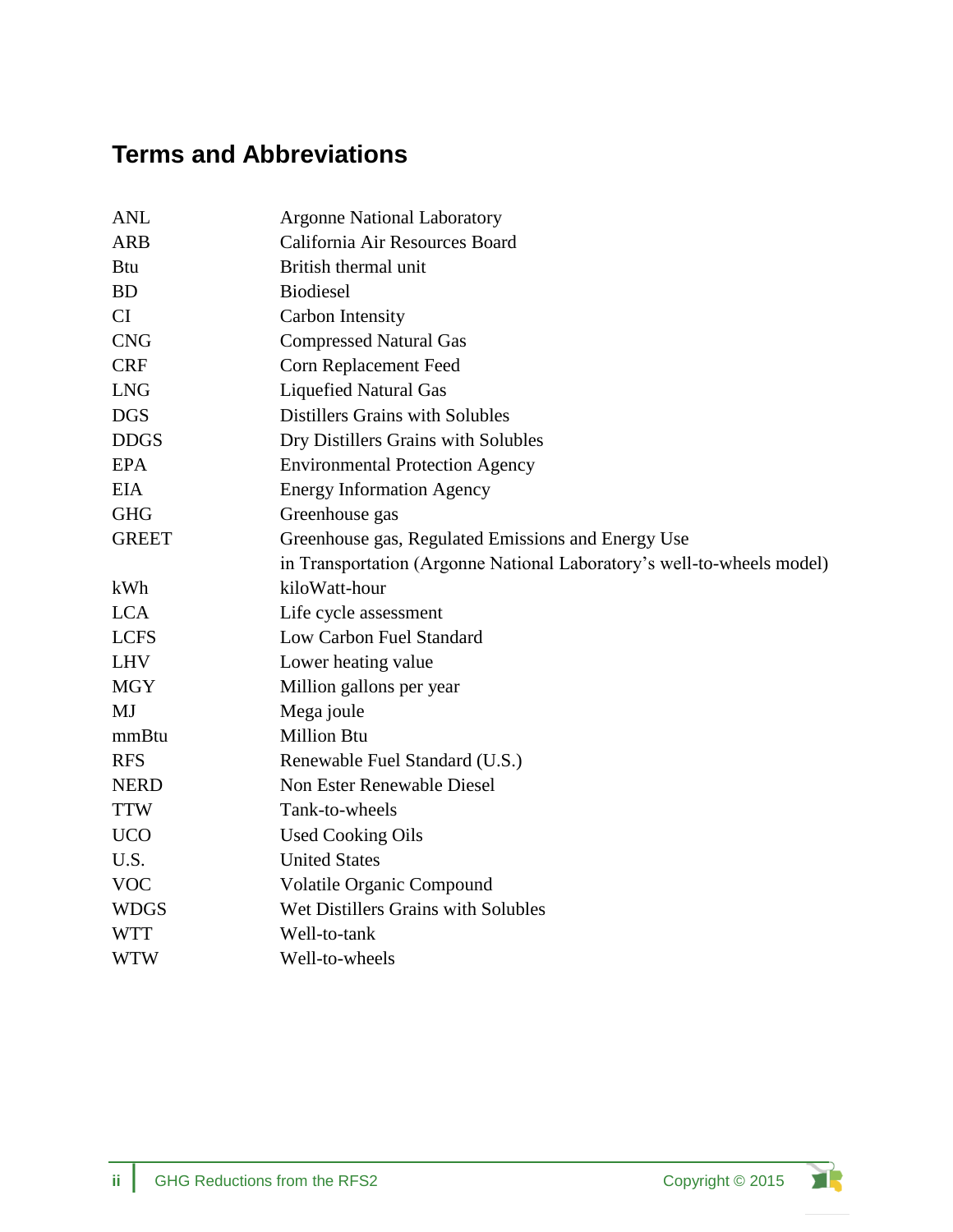## Terms and Abbreviations

| | |
|---|---|
| ANL | Argonne National Laboratory |
| ARB | California Air Resources Board |
| Btu | British thermal unit |
| BD | Biodiesel |
| CI | Carbon Intensity |
| CNG | Compressed Natural Gas |
| CRF | Corn Replacement Feed |
| LNG | Liquefied Natural Gas |
| DGS | Distillers Grains with Solubles |
| DDGS | Dry Distillers Grains with Solubles |
| EPA | Environmental Protection Agency |
| EIA | Energy Information Agency |
| GHG | Greenhouse gas |
| GREET | Greenhouse gas, Regulated Emissions and Energy Use in Transportation (Argonne National Laboratory's well-to-wheels model) |
| kWh | kiloWatt-hour |
| LCA | Life cycle assessment |
| LCFS | Low Carbon Fuel Standard |
| LHV | Lower heating value |
| MGY | Million gallons per year |
| MJ | Mega joule |
| mmBtu | Million Btu |
| RFS | Renewable Fuel Standard (U.S.) |
| NERD | Non Ester Renewable Diesel |
| TTW | Tank-to-wheels |
| UCO | Used Cooking Oils |
| U.S. | United States |
| VOC | Volatile Organic Compound |
| WDGS | Wet Distillers Grains with Solubles |
| WTT | Well-to-tank |
| WTW | Well-to-wheels |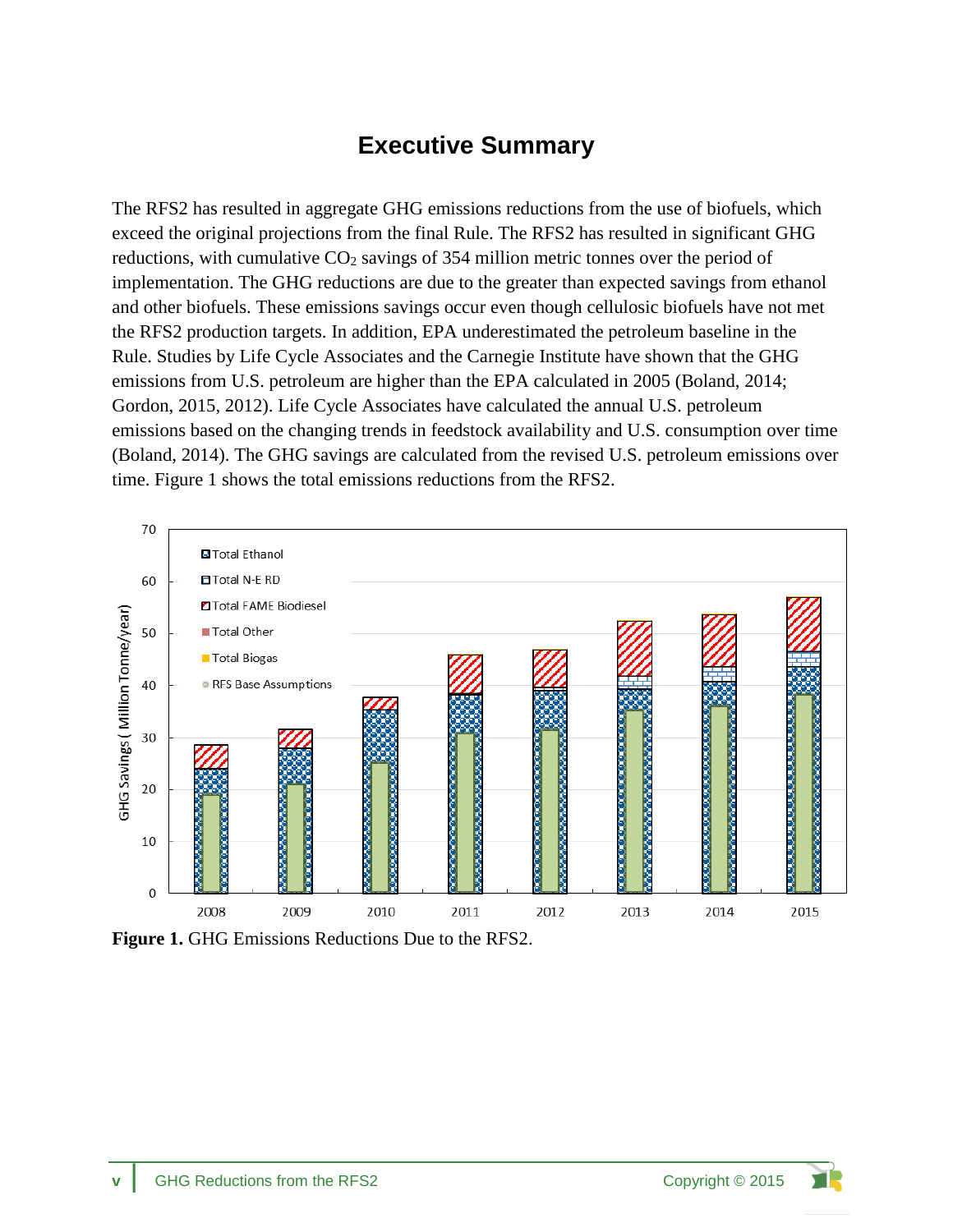# Executive Summary

The RFS2 has resulted in aggregate GHG emissions reductions from the use of biofuels, which exceed the original projections from the final Rule. The RFS2 has resulted in significant GHG reductions, with cumulative $CO_2$ savings of 354 million metric tonnes over the period of implementation. The GHG reductions are due to the greater than expected savings from ethanol and other biofuels. These emissions savings occur even though cellulosic biofuels have not met the RFS2 production targets. In addition, EPA underestimated the petroleum baseline in the Rule. Studies by Life Cycle Associates and the Carnegie Institute have shown that the GHG emissions from U.S. petroleum are higher than the EPA calculated in 2005 (Boland, 2014; Gordon, 2015, 2012). Life Cycle Associates have calculated the annual U.S. petroleum emissions based on the changing trends in feedstock availability and U.S. consumption over time (Boland, 2014). The GHG savings are calculated from the revised U.S. petroleum emissions over time. Figure 1 shows the total emissions reductions from the RFS2.

**Figure 1.** GHG Emissions Reductions Due to the RFS2.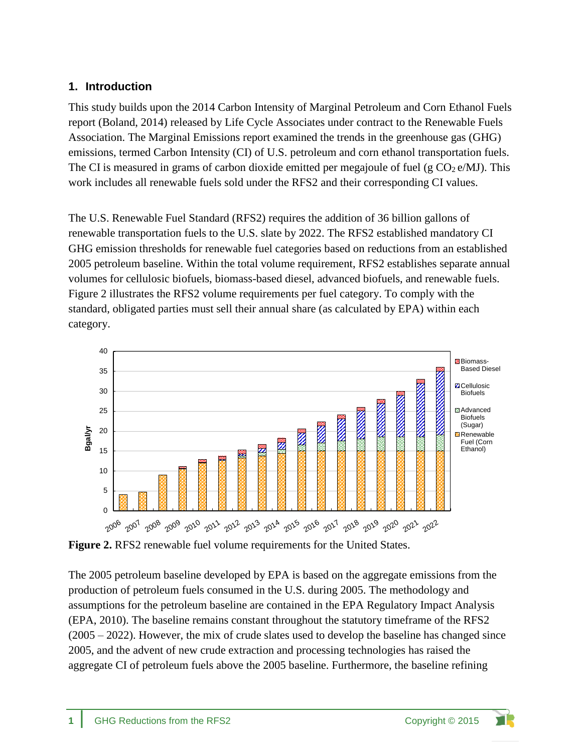## 1. Introduction

This study builds upon the 2014 Carbon Intensity of Marginal Petroleum and Corn Ethanol Fuels report (Boland, 2014) released by Life Cycle Associates under contract to the Renewable Fuels Association. The Marginal Emissions report examined the trends in the greenhouse gas (GHG) emissions, termed Carbon Intensity (CI) of U.S. petroleum and corn ethanol transportation fuels. The CI is measured in grams of carbon dioxide emitted per megajoule of fuel (g $CO_2$ e/MJ). This work includes all renewable fuels sold under the RFS2 and their corresponding CI values.

The U.S. Renewable Fuel Standard (RFS2) requires the addition of 36 billion gallons of renewable transportation fuels to the U.S. slate by 2022. The RFS2 established mandatory CI GHG emission thresholds for renewable fuel categories based on reductions from an established 2005 petroleum baseline. Within the total volume requirement, RFS2 establishes separate annual volumes for cellulosic biofuels, biomass-based diesel, advanced biofuels, and renewable fuels. Figure 2 illustrates the RFS2 volume requirements per fuel category. To comply with the standard, obligated parties must sell their annual share (as calculated by EPA) within each category.

**Figure 2.** RFS2 renewable fuel volume requirements for the United States.

The 2005 petroleum baseline developed by EPA is based on the aggregate emissions from the production of petroleum fuels consumed in the U.S. during 2005. The methodology and assumptions for the petroleum baseline are contained in the EPA Regulatory Impact Analysis (EPA, 2010). The baseline remains constant throughout the statutory timeframe of the RFS2 (2005 – 2022). However, the mix of crude slates used to develop the baseline has changed since 2005, and the advent of new crude extraction and processing technologies has raised the aggregate CI of petroleum fuels above the 2005 baseline. Furthermore, the baseline refining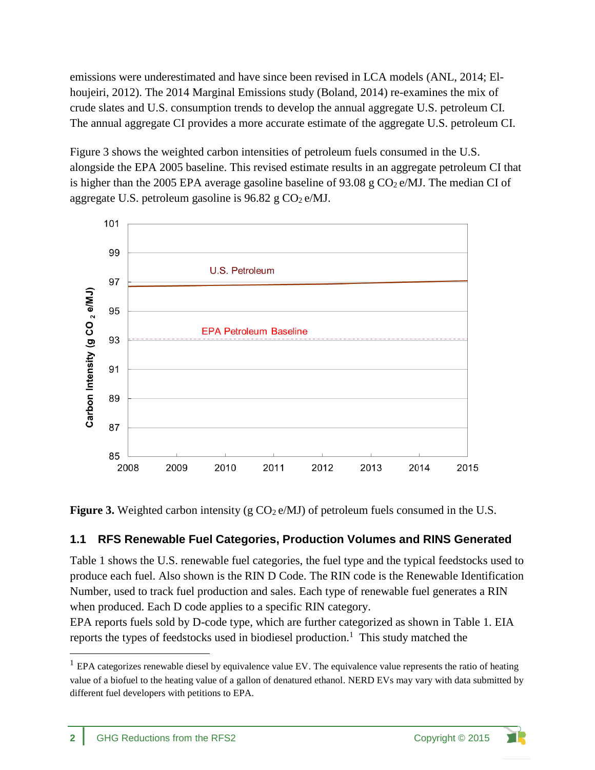emissions were underestimated and have since been revised in LCA models (ANL, 2014; El-houjeiri, 2012). The 2014 Marginal Emissions study (Boland, 2014) re-examines the mix of crude slates and U.S. consumption trends to develop the annual aggregate U.S. petroleum CI. The annual aggregate CI provides a more accurate estimate of the aggregate U.S. petroleum CI.

Figure 3 shows the weighted carbon intensities of petroleum fuels consumed in the U.S. alongside the EPA 2005 baseline. This revised estimate results in an aggregate petroleum CI that is higher than the 2005 EPA average gasoline baseline of 93.08 g $CO_2$ e/MJ. The median CI of aggregate U.S. petroleum gasoline is 96.82 g $CO_2$ e/MJ.

**Figure 3.** Weighted carbon intensity (g $CO_2$ e/MJ) of petroleum fuels consumed in the U.S.

## 1.1 RFS Renewable Fuel Categories, Production Volumes and RINS Generated

Table 1 shows the U.S. renewable fuel categories, the fuel type and the typical feedstocks used to produce each fuel. Also shown is the RIN D Code. The RIN code is the Renewable Identification Number, used to track fuel production and sales. Each type of renewable fuel generates a RIN when produced. Each D code applies to a specific RIN category.

EPA reports fuels sold by D-code type, which are further categorized as shown in Table 1. EIA reports the types of feedstocks used in biodiesel production.[1] This study matched the

[1] EPA categorizes renewable diesel by equivalence value EV. The equivalence value represents the ratio of heating value of a biofuel to the heating value of a gallon of denatured ethanol. NERD EVs may vary with data submitted by different fuel developers with petitions to EPA.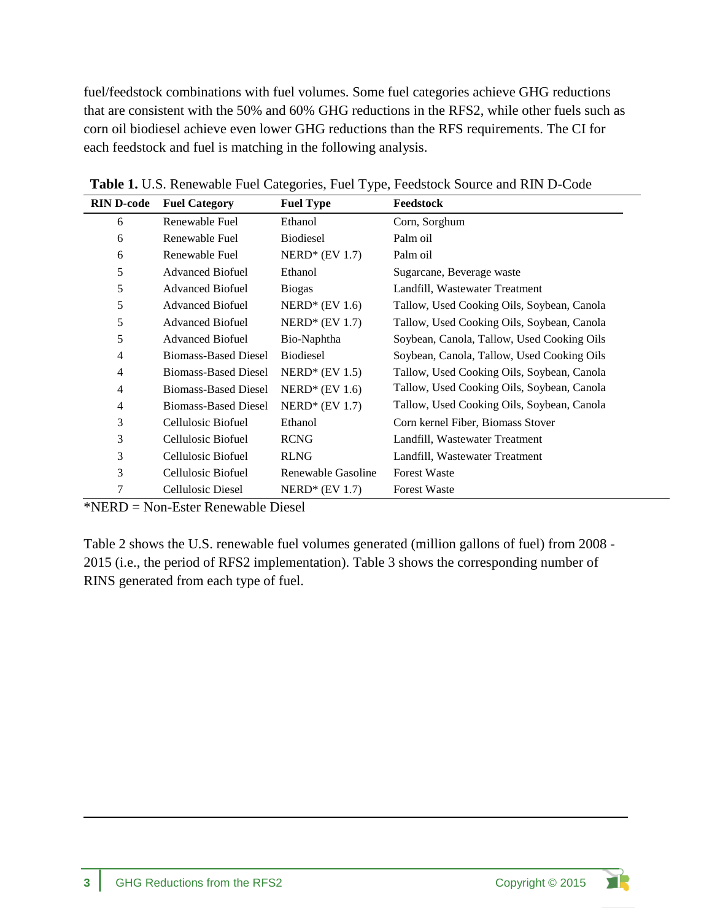fuel/feedstock combinations with fuel volumes. Some fuel categories achieve GHG reductions that are consistent with the 50% and 60% GHG reductions in the RFS2, while other fuels such as corn oil biodiesel achieve even lower GHG reductions than the RFS requirements. The CI for each feedstock and fuel is matching in the following analysis.

**Table 1.** U.S. Renewable Fuel Categories, Fuel Type, Feedstock Source and RIN D-Code

| RIN D-code | Fuel Category | Fuel Type | Feedstock |
|---|---|---|---|
| 6 | Renewable Fuel | Ethanol | Corn, Sorghum |
| 6 | Renewable Fuel | Biodiesel | Palm oil |
| 6 | Renewable Fuel | NERD* (EV 1.7) | Palm oil |
| 5 | Advanced Biofuel | Ethanol | Sugarcane, Beverage waste |
| 5 | Advanced Biofuel | Biogas | Landfill, Wastewater Treatment |
| 5 | Advanced Biofuel | NERD* (EV 1.6) | Tallow, Used Cooking Oils, Soybean, Canola |
| 5 | Advanced Biofuel | NERD* (EV 1.7) | Tallow, Used Cooking Oils, Soybean, Canola |
| 5 | Advanced Biofuel | Bio-Naphtha | Soybean, Canola, Tallow, Used Cooking Oils |
| 4 | Biomass-Based Diesel | Biodiesel | Soybean, Canola, Tallow, Used Cooking Oils |
| 4 | Biomass-Based Diesel | NERD* (EV 1.5) | Tallow, Used Cooking Oils, Soybean, Canola |
| 4 | Biomass-Based Diesel | NERD* (EV 1.6) | Tallow, Used Cooking Oils, Soybean, Canola |
| 4 | Biomass-Based Diesel | NERD* (EV 1.7) | Tallow, Used Cooking Oils, Soybean, Canola |
| 3 | Cellulosic Biofuel | Ethanol | Corn kernel Fiber, Biomass Stover |
| 3 | Cellulosic Biofuel | RCNG | Landfill, Wastewater Treatment |
| 3 | Cellulosic Biofuel | RLNG | Landfill, Wastewater Treatment |
| 3 | Cellulosic Biofuel | Renewable Gasoline | Forest Waste |
| 7 | Cellulosic Diesel | NERD* (EV 1.7) | Forest Waste |

*NERD = Non-Ester Renewable Diesel

Table 2 shows the U.S. renewable fuel volumes generated (million gallons of fuel) from 2008 - 2015 (i.e., the period of RFS2 implementation). Table 3 shows the corresponding number of RINS generated from each type of fuel.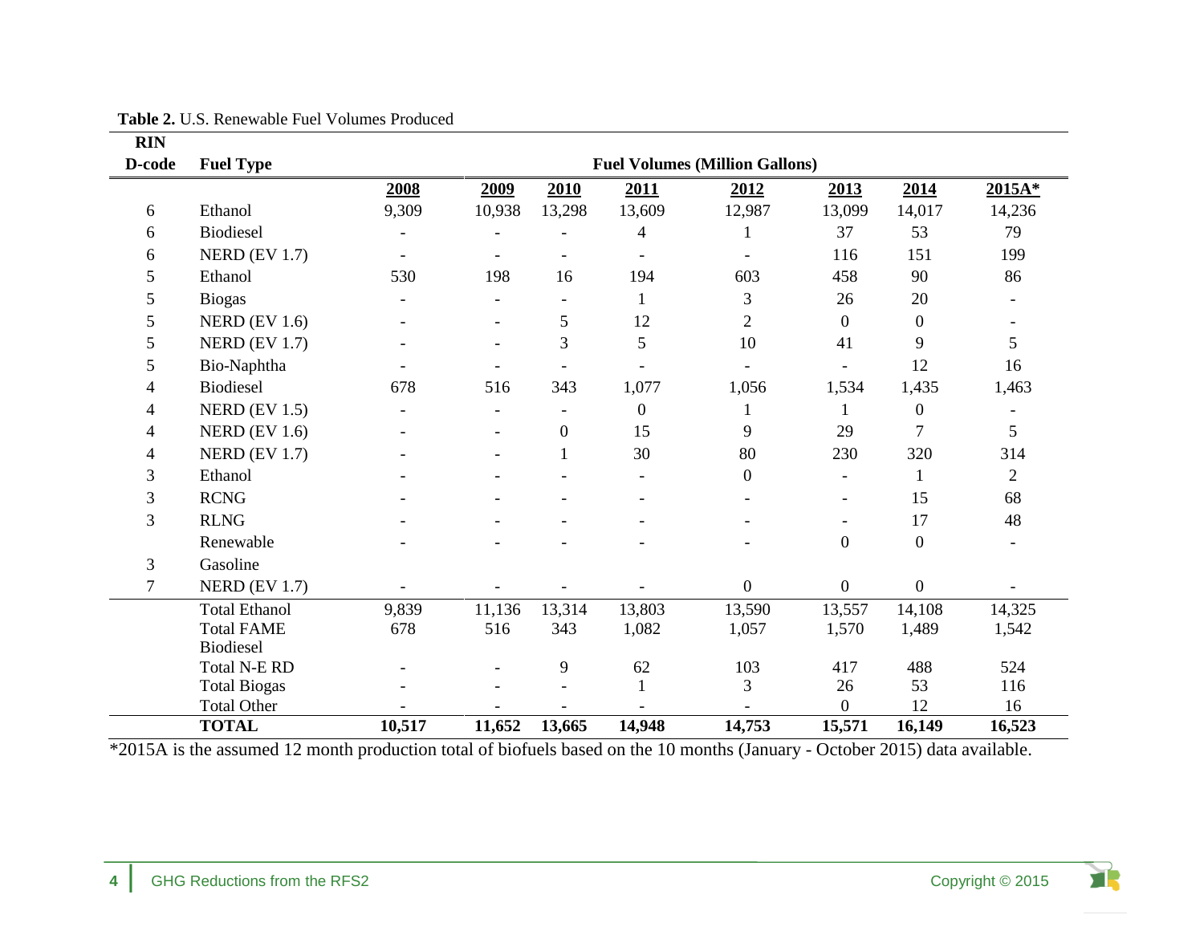**Table 2.** U.S. Renewable Fuel Volumes Produced

| RIN D-code | Fuel Type | Fuel Volumes (Million Gallons) | | | | | | | |
|---|---|---|---|---|---|---|---|---|---|
| | | **2008** | **2009** | **2010** | **2011** | **2012** | **2013** | **2014** | **2015A*** |
| 6 | Ethanol | 9,309 | 10,938 | 13,298 | 13,609 | 12,987 | 13,099 | 14,017 | 14,236 |
| 6 | Biodiesel | - | - | - | 4 | 1 | 37 | 53 | 79 |
| 6 | NERD (EV 1.7) | - | - | - | - | - | 116 | 151 | 199 |
| 5 | Ethanol | 530 | 198 | 16 | 194 | 603 | 458 | 90 | 86 |
| 5 | Biogas | - | - | - | 1 | 3 | 26 | 20 | - |
| 5 | NERD (EV 1.6) | - | - | 5 | 12 | 2 | 0 | 0 | - |
| 5 | NERD (EV 1.7) | - | - | 3 | 5 | 10 | 41 | 9 | 5 |
| 5 | Bio-Naphtha | - | - | - | - | - | - | 12 | 16 |
| 4 | Biodiesel | 678 | 516 | 343 | 1,077 | 1,056 | 1,534 | 1,435 | 1,463 |
| 4 | NERD (EV 1.5) | - | - | - | 0 | 1 | 1 | 0 | - |
| 4 | NERD (EV 1.6) | - | - | 0 | 15 | 9 | 29 | 7 | 5 |
| 4 | NERD (EV 1.7) | - | - | 1 | 30 | 80 | 230 | 320 | 314 |
| 3 | Ethanol | - | - | - | - | 0 | - | 1 | 2 |
| 3 | RCNG | - | - | - | - | - | - | 15 | 68 |
| 3 | RLNG | - | - | - | - | - | - | 17 | 48 |
| 3 | Renewable Gasoline | - | - | - | - | - | 0 | 0 | - |
| 7 | NERD (EV 1.7) | - | - | - | - | 0 | 0 | 0 | - |
| | Total Ethanol | 9,839 | 11,136 | 13,314 | 13,803 | 13,590 | 13,557 | 14,108 | 14,325 |
| | Total FAME Biodiesel | 678 | 516 | 343 | 1,082 | 1,057 | 1,570 | 1,489 | 1,542 |
| | Total N-E RD | - | - | 9 | 62 | 103 | 417 | 488 | 524 |
| | Total Biogas | - | - | - | 1 | 3 | 26 | 53 | 116 |
| | Total Other | - | - | - | - | - | 0 | 12 | 16 |
| | **TOTAL** | **10,517** | **11,652** | **13,665** | **14,948** | **14,753** | **15,571** | **16,149** | **16,523** |

*2015A is the assumed 12 month production total of biofuels based on the 10 months (January - October 2015) data available.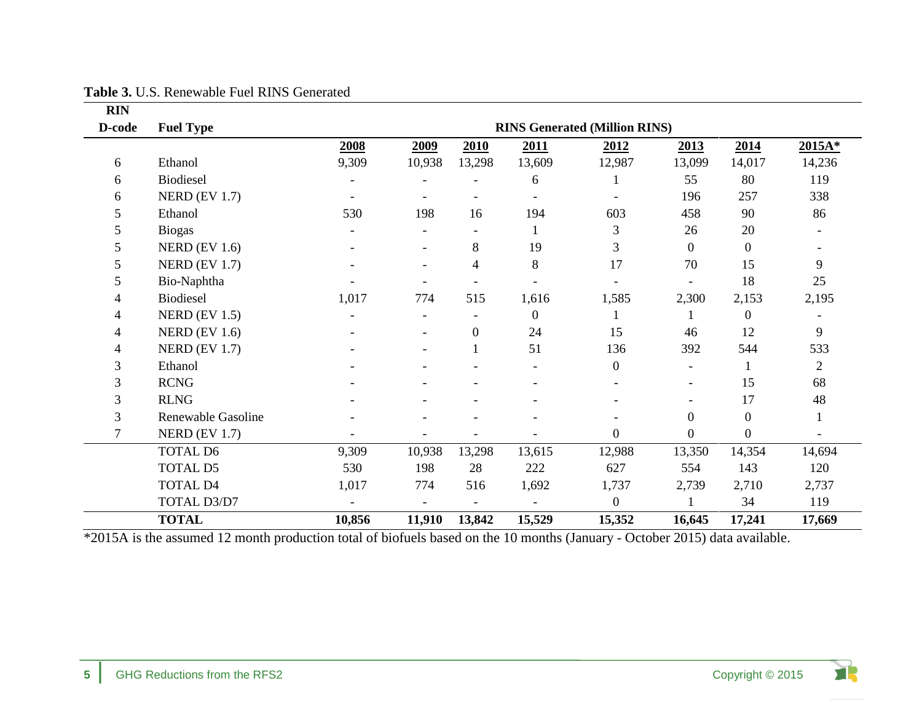**Table 3.** U.S. Renewable Fuel RINS Generated

| RIN D-code | Fuel Type | RINS Generated (Million RINS) | | | | | | | |
|---|---|---|---|---|---|---|---|---|---|
| | | **2008** | **2009** | **2010** | **2011** | **2012** | **2013** | **2014** | **2015A*** |
| 6 | Ethanol | 9,309 | 10,938 | 13,298 | 13,609 | 12,987 | 13,099 | 14,017 | 14,236 |
| 6 | Biodiesel | - | - | - | 6 | 1 | 55 | 80 | 119 |
| 6 | NERD (EV 1.7) | - | - | - | - | - | 196 | 257 | 338 |
| 5 | Ethanol | 530 | 198 | 16 | 194 | 603 | 458 | 90 | 86 |
| 5 | Biogas | - | - | - | 1 | 3 | 26 | 20 | - |
| 5 | NERD (EV 1.6) | - | - | 8 | 19 | 3 | 0 | 0 | - |
| 5 | NERD (EV 1.7) | - | - | 4 | 8 | 17 | 70 | 15 | 9 |
| 5 | Bio-Naphtha | - | - | - | - | - | - | 18 | 25 |
| 4 | Biodiesel | 1,017 | 774 | 515 | 1,616 | 1,585 | 2,300 | 2,153 | 2,195 |
| 4 | NERD (EV 1.5) | - | - | - | 0 | 1 | 1 | 0 | - |
| 4 | NERD (EV 1.6) | - | - | 0 | 24 | 15 | 46 | 12 | 9 |
| 4 | NERD (EV 1.7) | - | - | 1 | 51 | 136 | 392 | 544 | 533 |
| 3 | Ethanol | - | - | - | - | 0 | - | 1 | 2 |
| 3 | RCNG | - | - | - | - | - | - | 15 | 68 |
| 3 | RLNG | - | - | - | - | - | - | 17 | 48 |
| 3 | Renewable Gasoline | - | - | - | - | - | 0 | 0 | 1 |
| 7 | NERD (EV 1.7) | - | - | - | - | 0 | 0 | 0 | - |
| | TOTAL D6 | 9,309 | 10,938 | 13,298 | 13,615 | 12,988 | 13,350 | 14,354 | 14,694 |
| | TOTAL D5 | 530 | 198 | 28 | 222 | 627 | 554 | 143 | 120 |
| | TOTAL D4 | 1,017 | 774 | 516 | 1,692 | 1,737 | 2,739 | 2,710 | 2,737 |
| | TOTAL D3/D7 | - | - | - | - | 0 | 1 | 34 | 119 |
| | **TOTAL** | **10,856** | **11,910** | **13,842** | **15,529** | **15,352** | **16,645** | **17,241** | **17,669** |

*2015A is the assumed 12 month production total of biofuels based on the 10 months (January - October 2015) data available.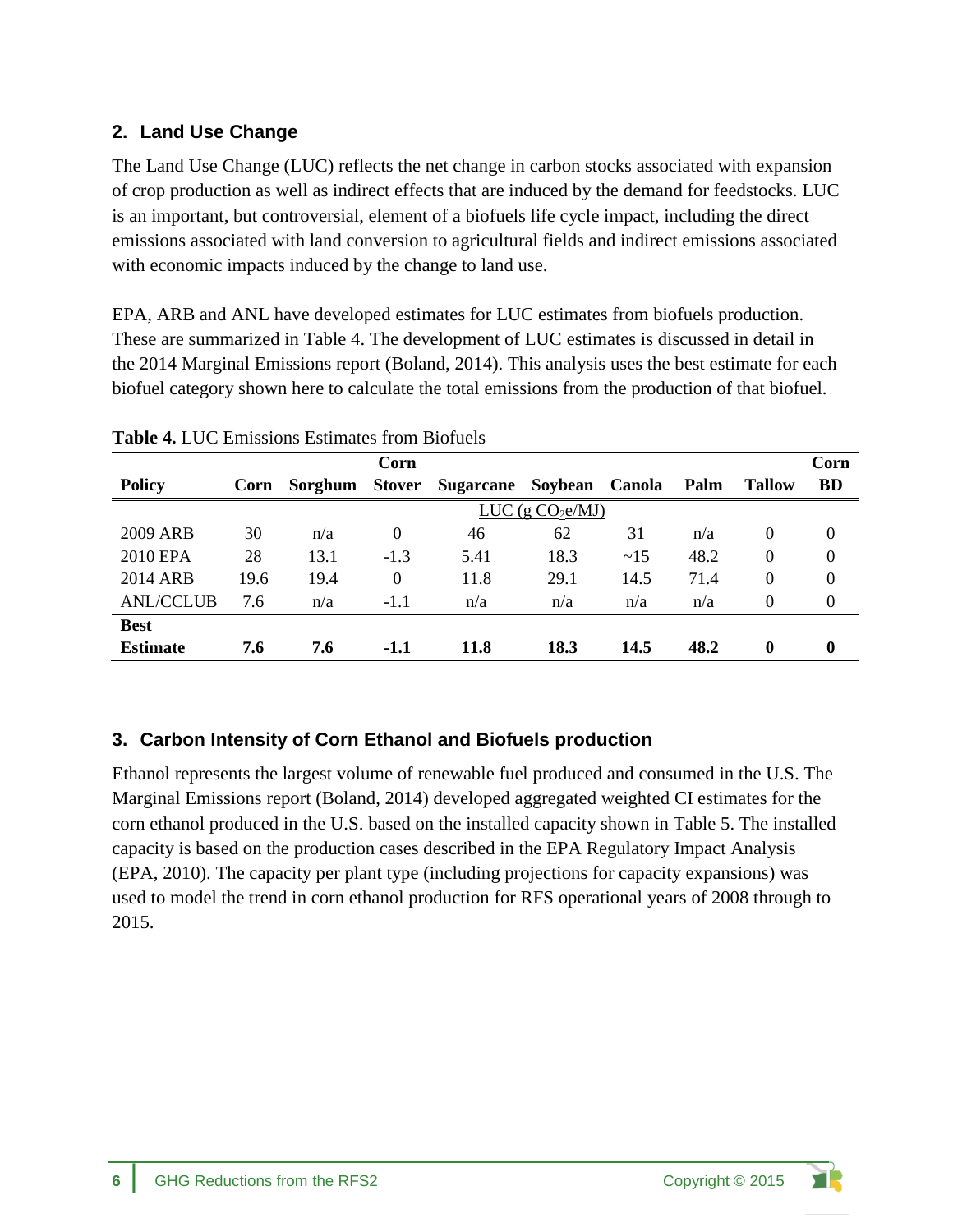## 2. Land Use Change

The Land Use Change (LUC) reflects the net change in carbon stocks associated with expansion of crop production as well as indirect effects that are induced by the demand for feedstocks. LUC is an important, but controversial, element of a biofuels life cycle impact, including the direct emissions associated with land conversion to agricultural fields and indirect emissions associated with economic impacts induced by the change to land use.

EPA, ARB and ANL have developed estimates for LUC estimates from biofuels production. These are summarized in Table 4. The development of LUC estimates is discussed in detail in the 2014 Marginal Emissions report (Boland, 2014). This analysis uses the best estimate for each biofuel category shown here to calculate the total emissions from the production of that biofuel.

**Table 4.** LUC Emissions Estimates from Biofuels

| Policy | Corn | Sorghum | Corn Stover | Sugarcane | Soybean | Canola | Palm | Tallow | Corn BD |
|---|---|---|---|---|---|---|---|---|---|
| | LUC (g $CO_2$e/MJ) | | | | | | | | |
| 2009 ARB | 30 | n/a | 0 | 46 | 62 | 31 | n/a | 0 | 0 |
| 2010 EPA | 28 | 13.1 | -1.3 | 5.41 | 18.3 | ~15 | 48.2 | 0 | 0 |
| 2014 ARB | 19.6 | 19.4 | 0 | 11.8 | 29.1 | 14.5 | 71.4 | 0 | 0 |
| ANL/CCLUB | 7.6 | n/a | -1.1 | n/a | n/a | n/a | n/a | 0 | 0 |
| **Best Estimate** | **7.6** | **7.6** | **-1.1** | **11.8** | **18.3** | **14.5** | **48.2** | **0** | **0** |

## 3. Carbon Intensity of Corn Ethanol and Biofuels production

Ethanol represents the largest volume of renewable fuel produced and consumed in the U.S. The Marginal Emissions report (Boland, 2014) developed aggregated weighted CI estimates for the corn ethanol produced in the U.S. based on the installed capacity shown in Table 5. The installed capacity is based on the production cases described in the EPA Regulatory Impact Analysis (EPA, 2010). The capacity per plant type (including projections for capacity expansions) was used to model the trend in corn ethanol production for RFS operational years of 2008 through to 2015.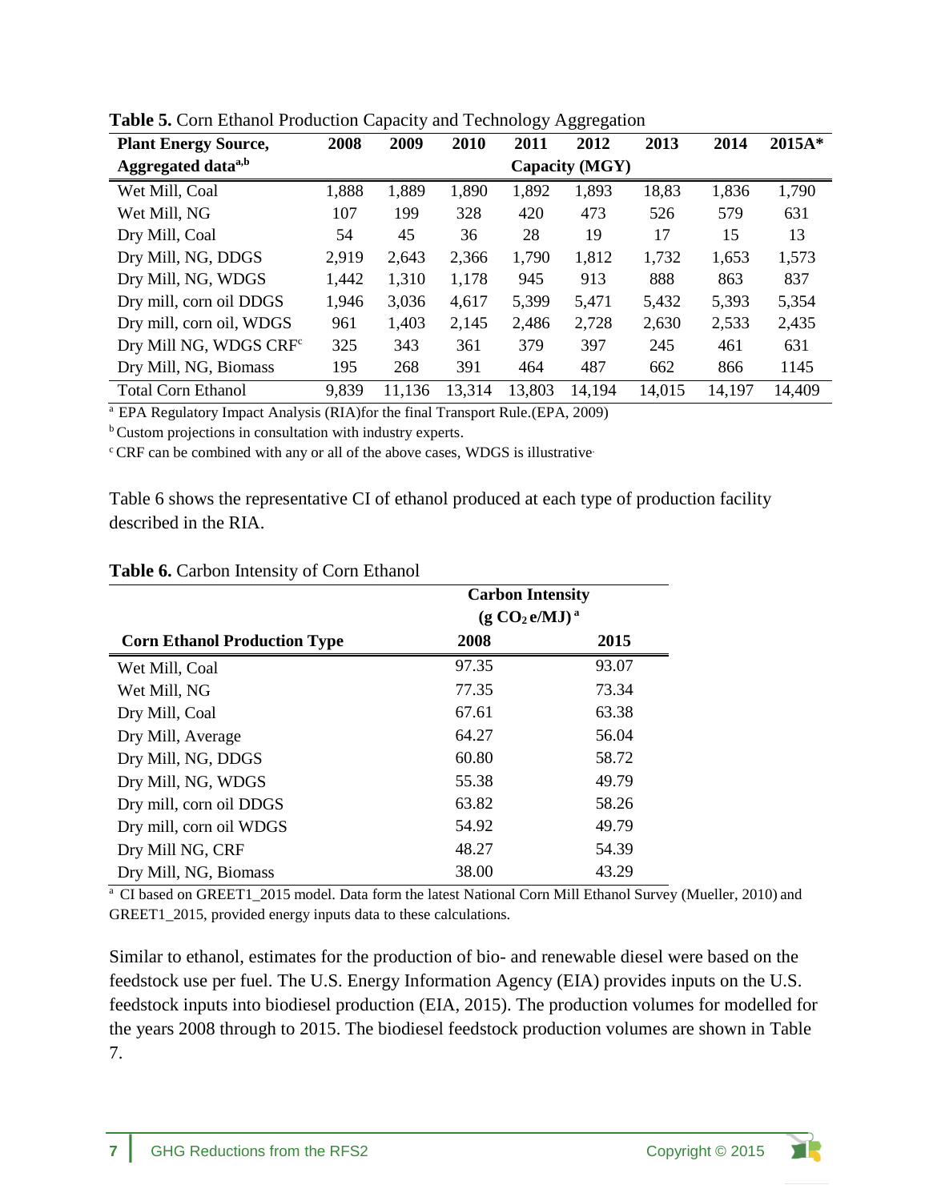**Table 5.** Corn Ethanol Production Capacity and Technology Aggregation

| Plant Energy Source, Aggregated data[a,b] | 2008 | 2009 | 2010 | 2011 | 2012 | 2013 | 2014 | 2015A* |
|---|---|---|---|---|---|---|---|---|
| | Capacity (MGY) | | | | | | | |
| Wet Mill, Coal | 1,888 | 1,889 | 1,890 | 1,892 | 1,893 | 18,83 | 1,836 | 1,790 |
| Wet Mill, NG | 107 | 199 | 328 | 420 | 473 | 526 | 579 | 631 |
| Dry Mill, Coal | 54 | 45 | 36 | 28 | 19 | 17 | 15 | 13 |
| Dry Mill, NG, DDGS | 2,919 | 2,643 | 2,366 | 1,790 | 1,812 | 1,732 | 1,653 | 1,573 |
| Dry Mill, NG, WDGS | 1,442 | 1,310 | 1,178 | 945 | 913 | 888 | 863 | 837 |
| Dry mill, corn oil DDGS | 1,946 | 3,036 | 4,617 | 5,399 | 5,471 | 5,432 | 5,393 | 5,354 |
| Dry mill, corn oil, WDGS | 961 | 1,403 | 2,145 | 2,486 | 2,728 | 2,630 | 2,533 | 2,435 |
| Dry Mill NG, WDGS CRF[c] | 325 | 343 | 361 | 379 | 397 | 245 | 461 | 631 |
| Dry Mill, NG, Biomass | 195 | 268 | 391 | 464 | 487 | 662 | 866 | 1145 |
| Total Corn Ethanol | 9,839 | 11,136 | 13,314 | 13,803 | 14,194 | 14,015 | 14,197 | 14,409 |

[a] EPA Regulatory Impact Analysis (RIA)for the final Transport Rule.(EPA, 2009)

[b] Custom projections in consultation with industry experts.

[c] CRF can be combined with any or all of the above cases, WDGS is illustrative.

Table 6 shows the representative CI of ethanol produced at each type of production facility described in the RIA.

**Table 6.** Carbon Intensity of Corn Ethanol

| Corn Ethanol Production Type | Carbon Intensity ($g\ CO_2 e/MJ$)[a] 2008 | 2015 |
|---|---|---|
| Wet Mill, Coal | 97.35 | 93.07 |
| Wet Mill, NG | 77.35 | 73.34 |
| Dry Mill, Coal | 67.61 | 63.38 |
| Dry Mill, Average | 64.27 | 56.04 |
| Dry Mill, NG, DDGS | 60.80 | 58.72 |
| Dry Mill, NG, WDGS | 55.38 | 49.79 |
| Dry mill, corn oil DDGS | 63.82 | 58.26 |
| Dry mill, corn oil WDGS | 54.92 | 49.79 |
| Dry Mill NG, CRF | 48.27 | 54.39 |
| Dry Mill, NG, Biomass | 38.00 | 43.29 |

[a] CI based on GREET1_2015 model. Data form the latest National Corn Mill Ethanol Survey (Mueller, 2010) and GREET1_2015, provided energy inputs data to these calculations.

Similar to ethanol, estimates for the production of bio- and renewable diesel were based on the feedstock use per fuel. The U.S. Energy Information Agency (EIA) provides inputs on the U.S. feedstock inputs into biodiesel production (EIA, 2015). The production volumes for modelled for the years 2008 through to 2015. The biodiesel feedstock production volumes are shown in Table 7.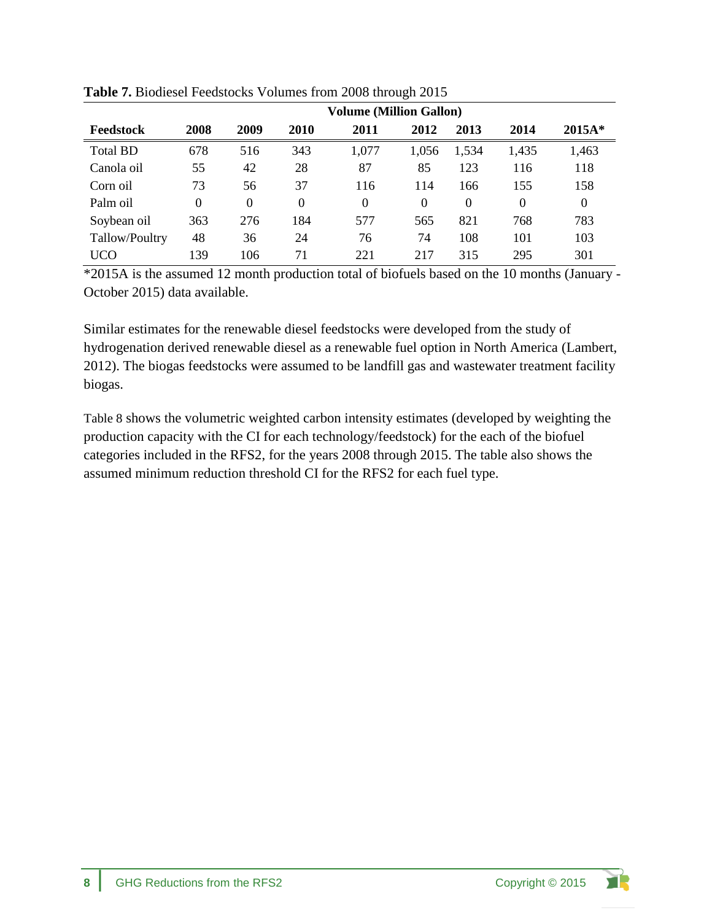**Table 7.** Biodiesel Feedstocks Volumes from 2008 through 2015

| | Volume (Million Gallon) | | | | | | | |
|---|---|---|---|---|---|---|---|---|
| **Feedstock** | **2008** | **2009** | **2010** | **2011** | **2012** | **2013** | **2014** | **2015A*** |
| Total BD | 678 | 516 | 343 | 1,077 | 1,056 | 1,534 | 1,435 | 1,463 |
| Canola oil | 55 | 42 | 28 | 87 | 85 | 123 | 116 | 118 |
| Corn oil | 73 | 56 | 37 | 116 | 114 | 166 | 155 | 158 |
| Palm oil | 0 | 0 | 0 | 0 | 0 | 0 | 0 | 0 |
| Soybean oil | 363 | 276 | 184 | 577 | 565 | 821 | 768 | 783 |
| Tallow/Poultry | 48 | 36 | 24 | 76 | 74 | 108 | 101 | 103 |
| UCO | 139 | 106 | 71 | 221 | 217 | 315 | 295 | 301 |

*2015A is the assumed 12 month production total of biofuels based on the 10 months (January - October 2015) data available.

Similar estimates for the renewable diesel feedstocks were developed from the study of hydrogenation derived renewable diesel as a renewable fuel option in North America (Lambert, 2012). The biogas feedstocks were assumed to be landfill gas and wastewater treatment facility biogas.

Table 8 shows the volumetric weighted carbon intensity estimates (developed by weighting the production capacity with the CI for each technology/feedstock) for the each of the biofuel categories included in the RFS2, for the years 2008 through 2015. The table also shows the assumed minimum reduction threshold CI for the RFS2 for each fuel type.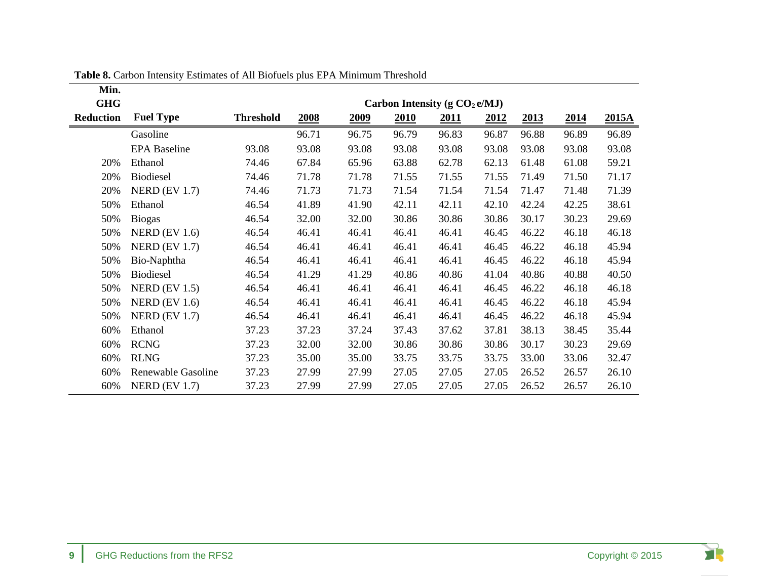**Table 8.** Carbon Intensity Estimates of All Biofuels plus EPA Minimum Threshold

| Min. GHG Reduction | Fuel Type | Threshold | Carbon Intensity ($g\ CO_2e/MJ$) 2008 | 2009 | 2010 | 2011 | 2012 | 2013 | 2014 | 2015A |
|---|---|---|---|---|---|---|---|---|---|---|
| | Gasoline | | 96.71 | 96.75 | 96.79 | 96.83 | 96.87 | 96.88 | 96.89 | 96.89 |
| | EPA Baseline | 93.08 | 93.08 | 93.08 | 93.08 | 93.08 | 93.08 | 93.08 | 93.08 | 93.08 |
| 20% | Ethanol | 74.46 | 67.84 | 65.96 | 63.88 | 62.78 | 62.13 | 61.48 | 61.08 | 59.21 |
| 20% | Biodiesel | 74.46 | 71.78 | 71.78 | 71.55 | 71.55 | 71.55 | 71.49 | 71.50 | 71.17 |
| 20% | NERD (EV 1.7) | 74.46 | 71.73 | 71.73 | 71.54 | 71.54 | 71.54 | 71.47 | 71.48 | 71.39 |
| 50% | Ethanol | 46.54 | 41.89 | 41.90 | 42.11 | 42.11 | 42.10 | 42.24 | 42.25 | 38.61 |
| 50% | Biogas | 46.54 | 32.00 | 32.00 | 30.86 | 30.86 | 30.86 | 30.17 | 30.23 | 29.69 |
| 50% | NERD (EV 1.6) | 46.54 | 46.41 | 46.41 | 46.41 | 46.41 | 46.45 | 46.22 | 46.18 | 46.18 |
| 50% | NERD (EV 1.7) | 46.54 | 46.41 | 46.41 | 46.41 | 46.41 | 46.45 | 46.22 | 46.18 | 45.94 |
| 50% | Bio-Naphtha | 46.54 | 46.41 | 46.41 | 46.41 | 46.41 | 46.45 | 46.22 | 46.18 | 45.94 |
| 50% | Biodiesel | 46.54 | 41.29 | 41.29 | 40.86 | 40.86 | 41.04 | 40.86 | 40.88 | 40.50 |
| 50% | NERD (EV 1.5) | 46.54 | 46.41 | 46.41 | 46.41 | 46.41 | 46.45 | 46.22 | 46.18 | 46.18 |
| 50% | NERD (EV 1.6) | 46.54 | 46.41 | 46.41 | 46.41 | 46.41 | 46.45 | 46.22 | 46.18 | 45.94 |
| 50% | NERD (EV 1.7) | 46.54 | 46.41 | 46.41 | 46.41 | 46.41 | 46.45 | 46.22 | 46.18 | 45.94 |
| 60% | Ethanol | 37.23 | 37.23 | 37.24 | 37.43 | 37.62 | 37.81 | 38.13 | 38.45 | 35.44 |
| 60% | RCNG | 37.23 | 32.00 | 32.00 | 30.86 | 30.86 | 30.86 | 30.17 | 30.23 | 29.69 |
| 60% | RLNG | 37.23 | 35.00 | 35.00 | 33.75 | 33.75 | 33.75 | 33.00 | 33.06 | 32.47 |
| 60% | Renewable Gasoline | 37.23 | 27.99 | 27.99 | 27.05 | 27.05 | 27.05 | 26.52 | 26.57 | 26.10 |
| 60% | NERD (EV 1.7) | 37.23 | 27.99 | 27.99 | 27.05 | 27.05 | 27.05 | 26.52 | 26.57 | 26.10 |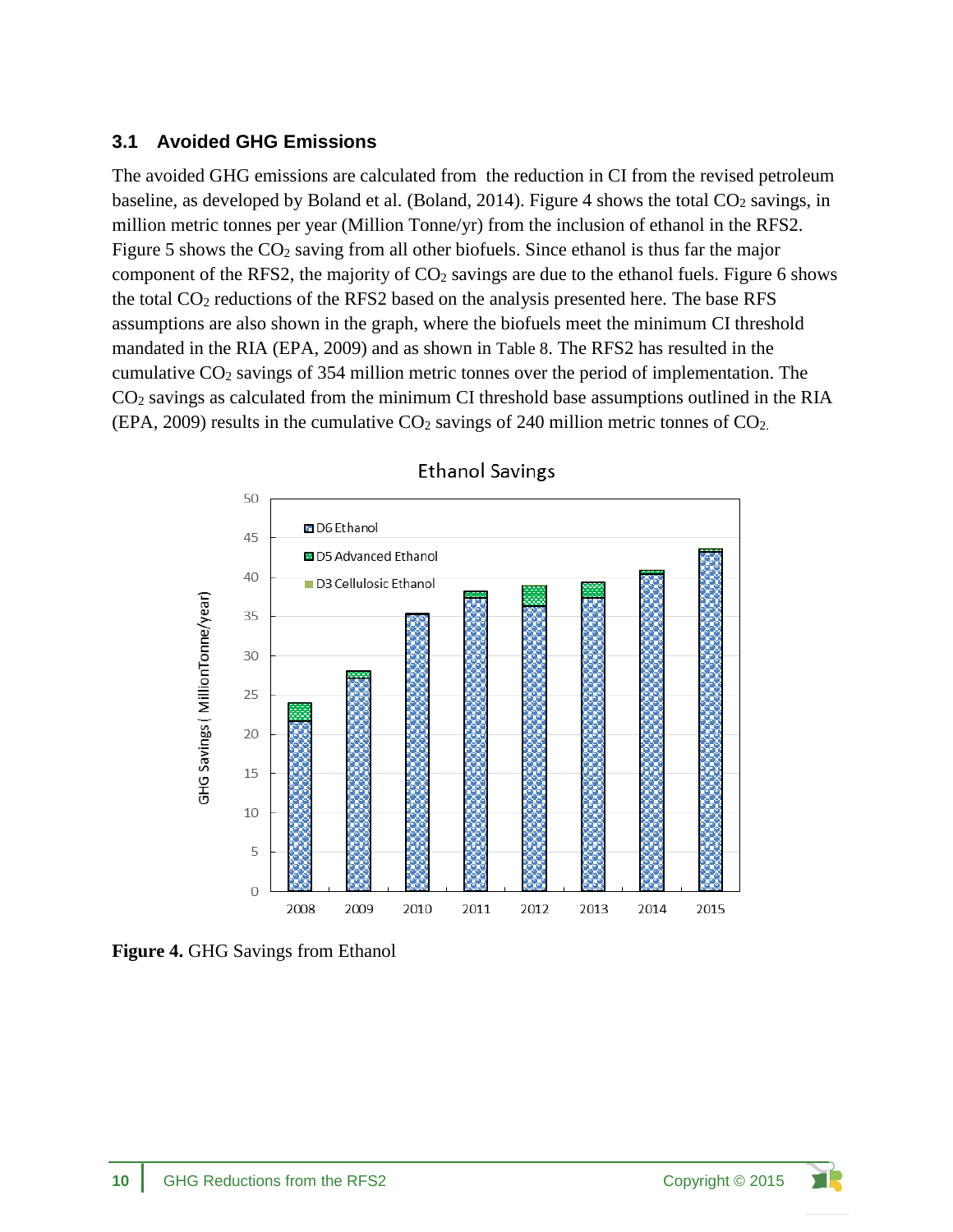### 3.1 Avoided GHG Emissions

The avoided GHG emissions are calculated from the reduction in CI from the revised petroleum baseline, as developed by Boland et al. (Boland, 2014). Figure 4 shows the total $CO_2$ savings, in million metric tonnes per year (Million Tonne/yr) from the inclusion of ethanol in the RFS2. Figure 5 shows the $CO_2$ saving from all other biofuels. Since ethanol is thus far the major component of the RFS2, the majority of $CO_2$ savings are due to the ethanol fuels. Figure 6 shows the total $CO_2$ reductions of the RFS2 based on the analysis presented here. The base RFS assumptions are also shown in the graph, where the biofuels meet the minimum CI threshold mandated in the RIA (EPA, 2009) and as shown in Table 8. The RFS2 has resulted in the cumulative $CO_2$ savings of 354 million metric tonnes over the period of implementation. The $CO_2$ savings as calculated from the minimum CI threshold base assumptions outlined in the RIA (EPA, 2009) results in the cumulative $CO_2$ savings of 240 million metric tonnes of $CO_2$.

**Figure 4.** GHG Savings from Ethanol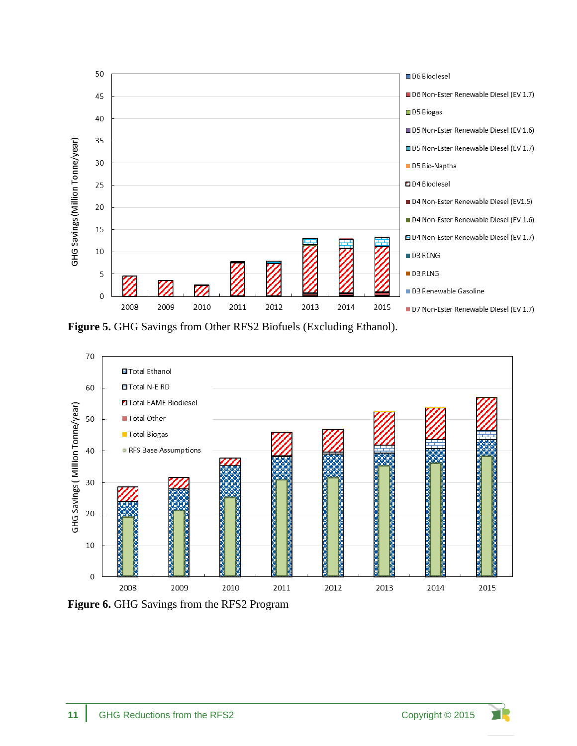Figure 5. GHG Savings from Other RFS2 Biofuels (Excluding Ethanol).

Figure 6. GHG Savings from the RFS2 Program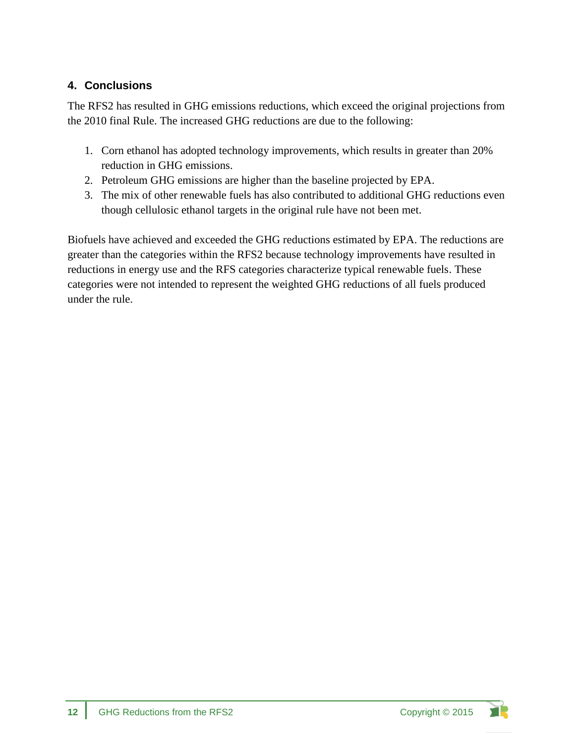## 4. Conclusions

The RFS2 has resulted in GHG emissions reductions, which exceed the original projections from the 2010 final Rule. The increased GHG reductions are due to the following:

1. Corn ethanol has adopted technology improvements, which results in greater than 20% reduction in GHG emissions.
2. Petroleum GHG emissions are higher than the baseline projected by EPA.
3. The mix of other renewable fuels has also contributed to additional GHG reductions even though cellulosic ethanol targets in the original rule have not been met.

Biofuels have achieved and exceeded the GHG reductions estimated by EPA. The reductions are greater than the categories within the RFS2 because technology improvements have resulted in reductions in energy use and the RFS categories characterize typical renewable fuels. These categories were not intended to represent the weighted GHG reductions of all fuels produced under the rule.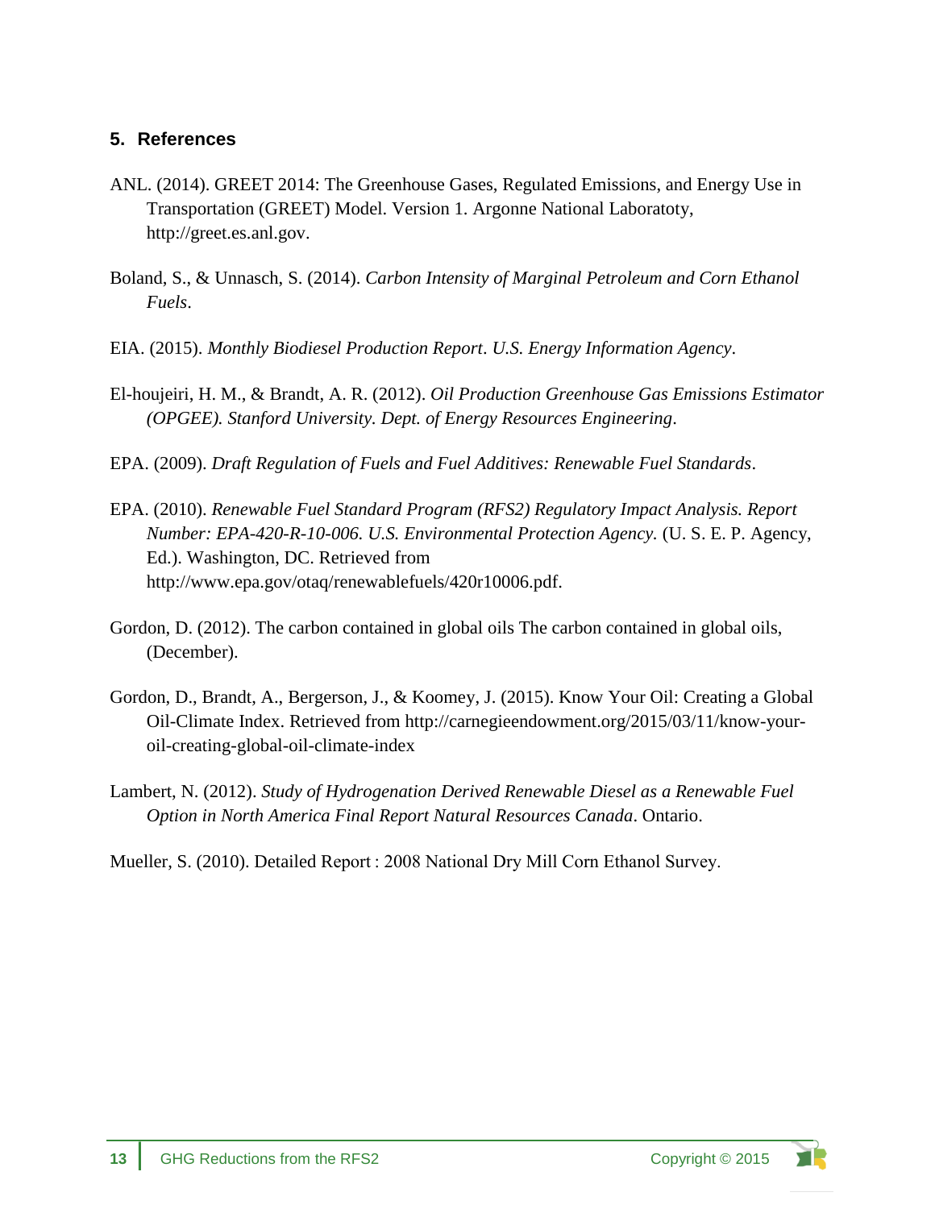## 5. References

ANL. (2014). GREET 2014: The Greenhouse Gases, Regulated Emissions, and Energy Use in Transportation (GREET) Model. Version 1. Argonne National Laboratoty, http://greet.es.anl.gov.

Boland, S., & Unnasch, S. (2014). *Carbon Intensity of Marginal Petroleum and Corn Ethanol Fuels*.

EIA. (2015). *Monthly Biodiesel Production Report*. *U.S. Energy Information Agency*.

El-houjeiri, H. M., & Brandt, A. R. (2012). *Oil Production Greenhouse Gas Emissions Estimator (OPGEE). Stanford University. Dept. of Energy Resources Engineering*.

EPA. (2009). *Draft Regulation of Fuels and Fuel Additives: Renewable Fuel Standards*.

EPA. (2010). *Renewable Fuel Standard Program (RFS2) Regulatory Impact Analysis. Report Number: EPA-420-R-10-006. U.S. Environmental Protection Agency.* (U. S. E. P. Agency, Ed.). Washington, DC. Retrieved from http://www.epa.gov/otaq/renewablefuels/420r10006.pdf.

Gordon, D. (2012). The carbon contained in global oils The carbon contained in global oils, (December).

Gordon, D., Brandt, A., Bergerson, J., & Koomey, J. (2015). Know Your Oil: Creating a Global Oil-Climate Index. Retrieved from http://carnegieendowment.org/2015/03/11/know-your-oil-creating-global-oil-climate-index

Lambert, N. (2012). *Study of Hydrogenation Derived Renewable Diesel as a Renewable Fuel Option in North America Final Report Natural Resources Canada*. Ontario.

Mueller, S. (2010). Detailed Report : 2008 National Dry Mill Corn Ethanol Survey.